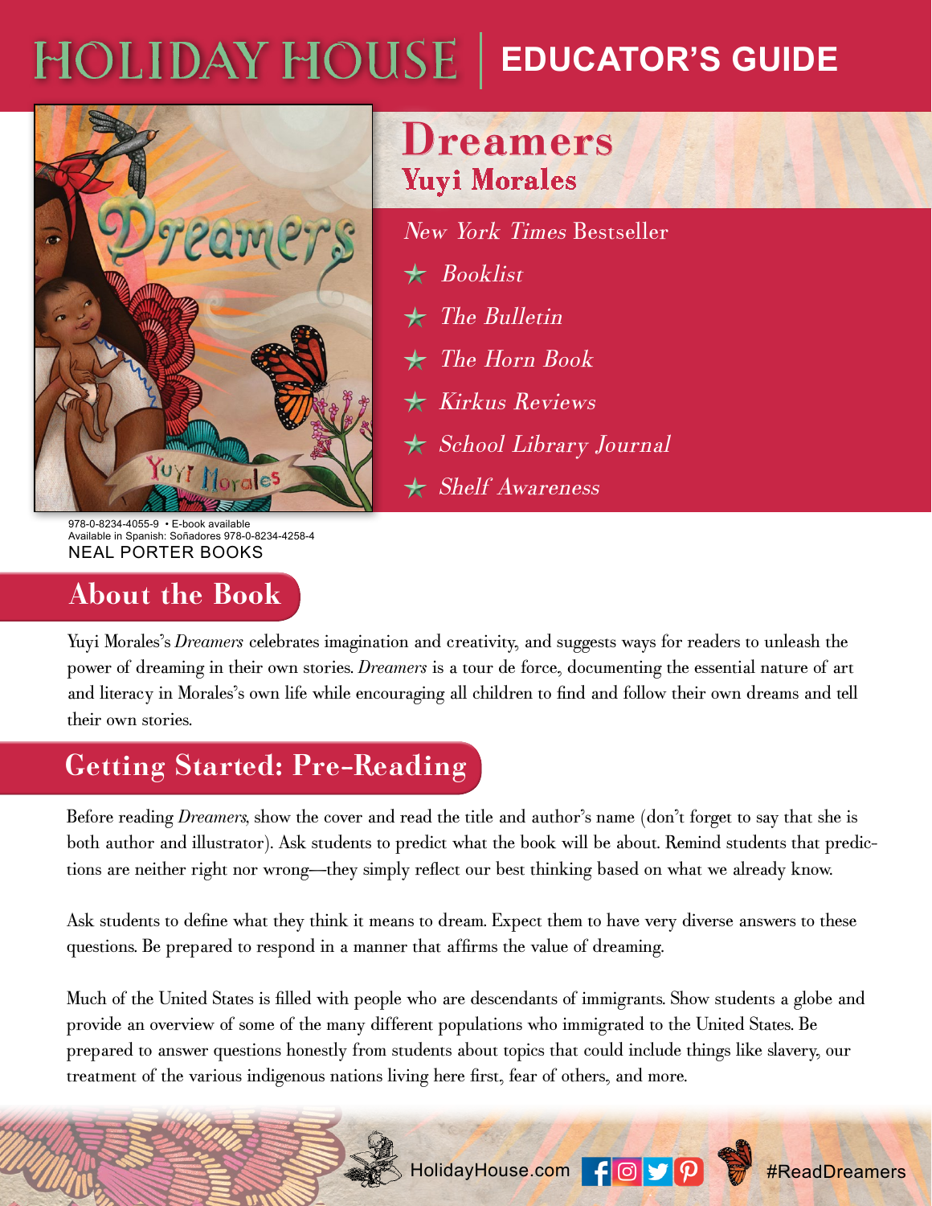# HOLIDAY HOUSE | EDUCATOR'S GUIDE

# Dreamers

## Yuyi Morales

*New York Times* Bestseller

- ★ *Booklist*
- ★ *The Bulletin*
- ★ *The Horn Book*
- ★ *Kirkus Reviews*
- ★ *School Library Journal*
- ★ *Shelf Awareness*

978-0-8234-4055-9 • E-book available
Available in Spanish: Soñadores 978-0-8234-4258-4
NEAL PORTER BOOKS

## About the Book

Yuyi Morales's *Dreamers* celebrates imagination and creativity, and suggests ways for readers to unleash the power of dreaming in their own stories. *Dreamers* is a tour de force, documenting the essential nature of art and literacy in Morales's own life while encouraging all children to find and follow their own dreams and tell their own stories.

## Getting Started: Pre-Reading

Before reading *Dreamers*, show the cover and read the title and author's name (don't forget to say that she is both author and illustrator). Ask students to predict what the book will be about. Remind students that predictions are neither right nor wrong—they simply reflect our best thinking based on what we already know.

Ask students to define what they think it means to dream. Expect them to have very diverse answers to these questions. Be prepared to respond in a manner that affirms the value of dreaming.

Much of the United States is filled with people who are descendants of immigrants. Show students a globe and provide an overview of some of the many different populations who immigrated to the United States. Be prepared to answer questions honestly from students about topics that could include things like slavery, our treatment of the various indigenous nations living here first, fear of others, and more.

HolidayHouse.com #ReadDreamers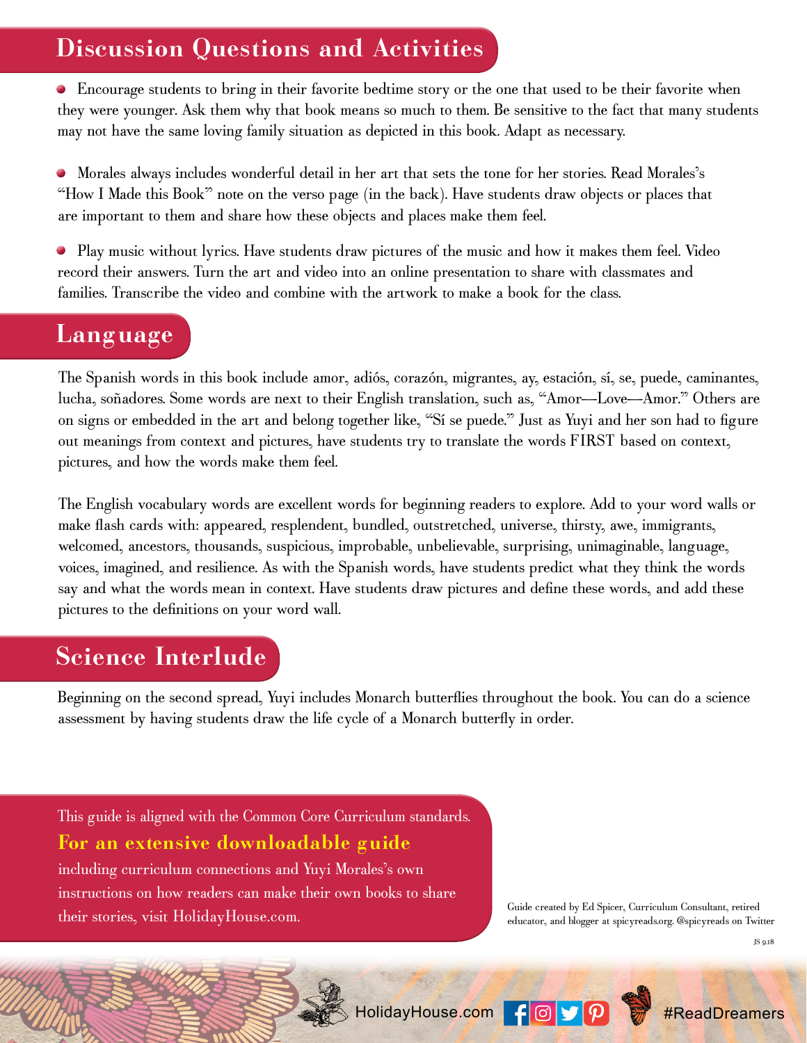## Discussion Questions and Activities

- Encourage students to bring in their favorite bedtime story or the one that used to be their favorite when they were younger. Ask them why that book means so much to them. Be sensitive to the fact that many students may not have the same loving family situation as depicted in this book. Adapt as necessary.

- Morales always includes wonderful detail in her art that sets the tone for her stories. Read Morales's "How I Made this Book" note on the verso page (in the back). Have students draw objects or places that are important to them and share how these objects and places make them feel.

- Play music without lyrics. Have students draw pictures of the music and how it makes them feel. Video record their answers. Turn the art and video into an online presentation to share with classmates and families. Transcribe the video and combine with the artwork to make a book for the class.

## Language

The Spanish words in this book include amor, adiós, corazón, migrantes, ay, estación, sí, se, puede, caminantes, lucha, soñadores. Some words are next to their English translation, such as, "Amor—Love—Amor." Others are on signs or embedded in the art and belong together like, "Sí se puede." Just as Yuyi and her son had to figure out meanings from context and pictures, have students try to translate the words FIRST based on context, pictures, and how the words make them feel.

The English vocabulary words are excellent words for beginning readers to explore. Add to your word walls or make flash cards with: appeared, resplendent, bundled, outstretched, universe, thirsty, awe, immigrants, welcomed, ancestors, thousands, suspicious, improbable, unbelievable, surprising, unimaginable, language, voices, imagined, and resilience. As with the Spanish words, have students predict what they think the words say and what the words mean in context. Have students draw pictures and define these words, and add these pictures to the definitions on your word wall.

## Science Interlude

Beginning on the second spread, Yuyi includes Monarch butterflies throughout the book. You can do a science assessment by having students draw the life cycle of a Monarch butterfly in order.

This guide is aligned with the Common Core Curriculum standards.

**For an extensive downloadable guide** including curriculum connections and Yuyi Morales's own instructions on how readers can make their own books to share their stories, visit HolidayHouse.com.

Guide created by Ed Spicer, Curriculum Consultant, retired educator, and blogger at spicyreads.org. @spicyreads on Twitter

JS 9.18

HolidayHouse.com #ReadDreamers